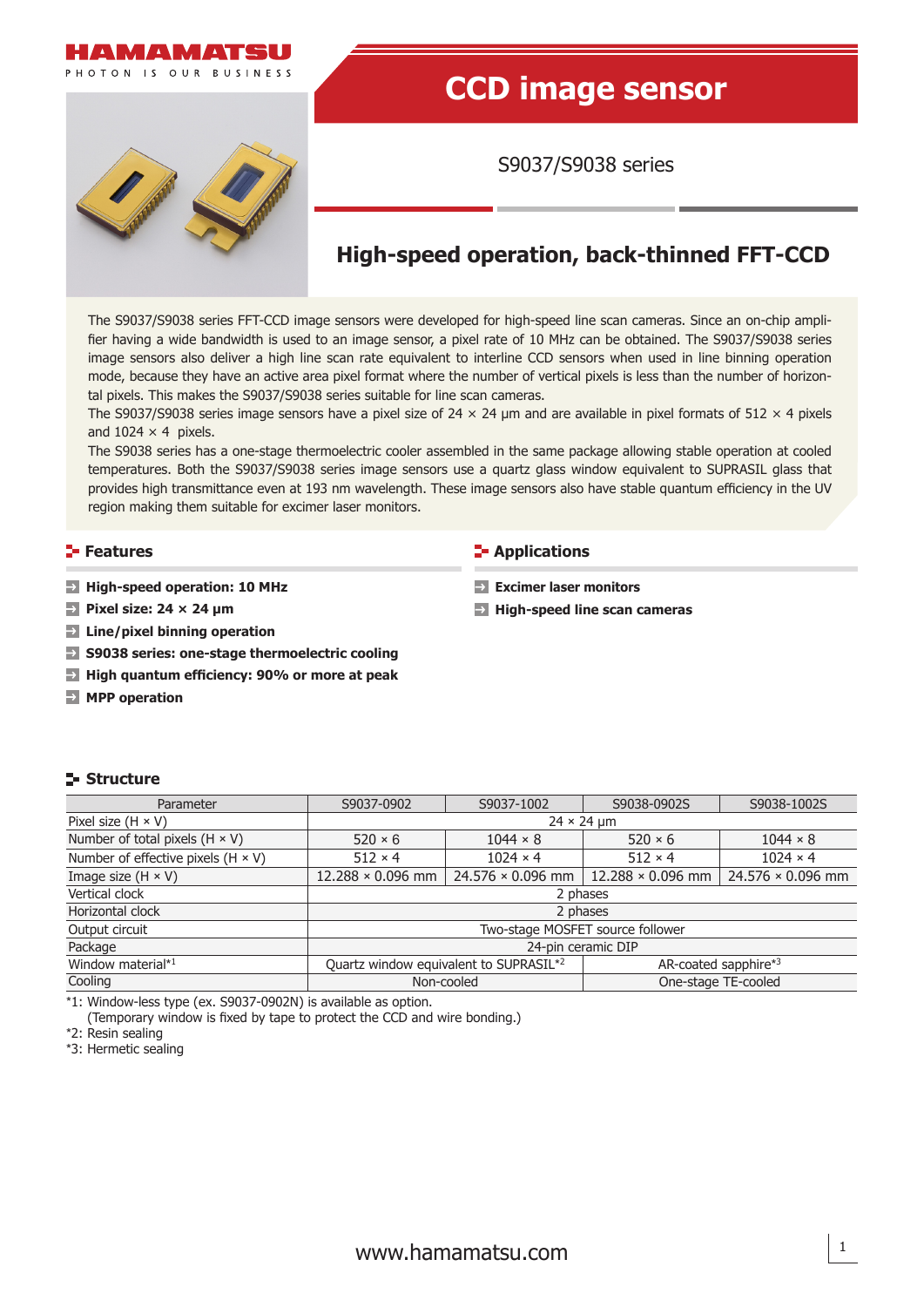# CCD image sensor

S9037/S9038 series

## High-speed operation, back-thinned FFT-CCD

The S9037/S9038 series FFT-CCD image sensors were developed for high-speed line scan cameras. Since an on-chip amplifier having a wide bandwidth is used to an image sensor, a pixel rate of 10 MHz can be obtained. The S9037/S9038 series image sensors also deliver a high line scan rate equivalent to interline CCD sensors when used in line binning operation mode, because they have an active area pixel format where the number of vertical pixels is less than the number of horizontal pixels. This makes the S9037/S9038 series suitable for line scan cameras.
The S9037/S9038 series image sensors have a pixel size of 24 × 24 µm and are available in pixel formats of 512 × 4 pixels and 1024 × 4 pixels.
The S9038 series has a one-stage thermoelectric cooler assembled in the same package allowing stable operation at cooled temperatures. Both the S9037/S9038 series image sensors use a quartz glass window equivalent to SUPRASIL glass that provides high transmittance even at 193 nm wavelength. These image sensors also have stable quantum efficiency in the UV region making them suitable for excimer laser monitors.

## Features

- **High-speed operation: 10 MHz**
- **Pixel size: 24 × 24 µm**
- **Line/pixel binning operation**
- **S9038 series: one-stage thermoelectric cooling**
- **High quantum efficiency: 90% or more at peak**
- **MPP operation**

## Applications

- **Excimer laser monitors**
- **High-speed line scan cameras**

## Structure

| Parameter | S9037-0902 | S9037-1002 | S9038-0902S | S9038-1002S |
|---|---|---|---|---|
| Pixel size (H × V) | 24 × 24 µm | | | |
| Number of total pixels (H × V) | 520 × 6 | 1044 × 8 | 520 × 6 | 1044 × 8 |
| Number of effective pixels (H × V) | 512 × 4 | 1024 × 4 | 512 × 4 | 1024 × 4 |
| Image size (H × V) | 12.288 × 0.096 mm | 24.576 × 0.096 mm | 12.288 × 0.096 mm | 24.576 × 0.096 mm |
| Vertical clock | 2 phases | | | |
| Horizontal clock | 2 phases | | | |
| Output circuit | Two-stage MOSFET source follower | | | |
| Package | 24-pin ceramic DIP | | | |
| Window material*1 | Quartz window equivalent to SUPRASIL*2 | | AR-coated sapphire*3 | |
| Cooling | Non-cooled | | One-stage TE-cooled | |

*1: Window-less type (ex. S9037-0902N) is available as option.
(Temporary window is fixed by tape to protect the CCD and wire bonding.)
*2: Resin sealing
*3: Hermetic sealing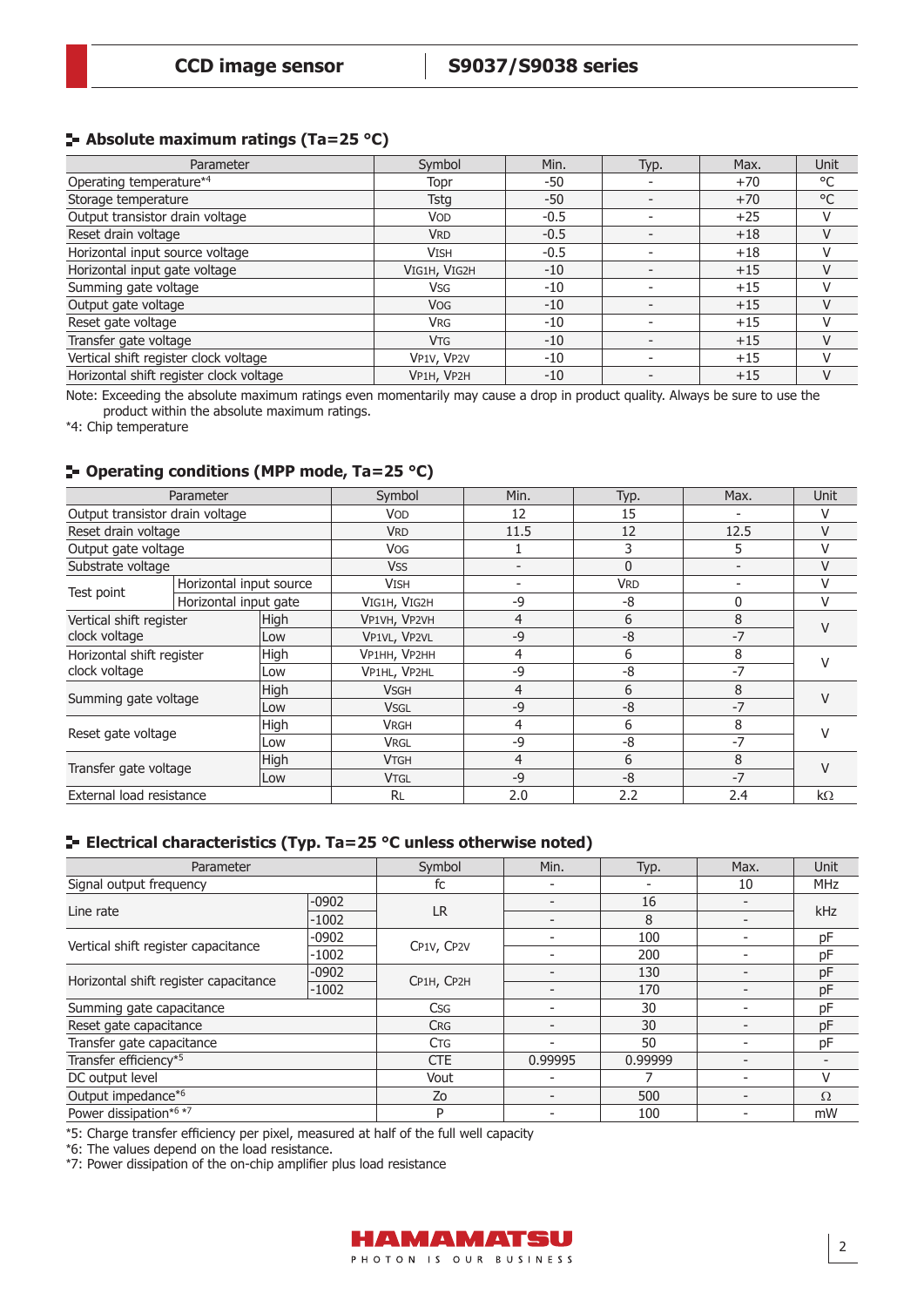## Absolute maximum ratings (Ta=25 °C)

| Parameter | Symbol | Min. | Typ. | Max. | Unit |
|---|---|---|---|---|---|
| Operating temperature*4 | Topr | -50 | - | +70 | °C |
| Storage temperature | Tstg | -50 | - | +70 | °C |
| Output transistor drain voltage | $V_{OD}$ | -0.5 | - | +25 | V |
| Reset drain voltage | $V_{RD}$ | -0.5 | - | +18 | V |
| Horizontal input source voltage | $V_{ISH}$ | -0.5 | - | +18 | V |
| Horizontal input gate voltage | $V_{IG1H}$, $V_{IG2H}$ | -10 | - | +15 | V |
| Summing gate voltage | $V_{SG}$ | -10 | - | +15 | V |
| Output gate voltage | $V_{OG}$ | -10 | - | +15 | V |
| Reset gate voltage | $V_{RG}$ | -10 | - | +15 | V |
| Transfer gate voltage | $V_{TG}$ | -10 | - | +15 | V |
| Vertical shift register clock voltage | $V_{P1V}$, $V_{P2V}$ | -10 | - | +15 | V |
| Horizontal shift register clock voltage | $V_{P1H}$, $V_{P2H}$ | -10 | - | +15 | V |

Note: Exceeding the absolute maximum ratings even momentarily may cause a drop in product quality. Always be sure to use the product within the absolute maximum ratings.

*4: Chip temperature

## Operating conditions (MPP mode, Ta=25 °C)

| Parameter | | Symbol | Min. | Typ. | Max. | Unit |
|---|---|---|---|---|---|---|
| Output transistor drain voltage | | $V_{OD}$ | 12 | 15 | - | V |
| Reset drain voltage | | $V_{RD}$ | 11.5 | 12 | 12.5 | V |
| Output gate voltage | | $V_{OG}$ | 1 | 3 | 5 | V |
| Substrate voltage | | $V_{SS}$ | - | 0 | - | V |
| Test point | Horizontal input source | $V_{ISH}$ | - | $V_{RD}$ | - | V |
| | Horizontal input gate | $V_{IG1H}$, $V_{IG2H}$ | -9 | -8 | 0 | V |
| Vertical shift register clock voltage | High | $V_{P1VH}$, $V_{P2VH}$ | 4 | 6 | 8 | V |
| | Low | $V_{P1VL}$, $V_{P2VL}$ | -9 | -8 | -7 | |
| Horizontal shift register clock voltage | High | $V_{P1HH}$, $V_{P2HH}$ | 4 | 6 | 8 | V |
| | Low | $V_{P1HL}$, $V_{P2HL}$ | -9 | -8 | -7 | |
| Summing gate voltage | High | $V_{SGH}$ | 4 | 6 | 8 | V |
| | Low | $V_{SGL}$ | -9 | -8 | -7 | |
| Reset gate voltage | High | $V_{RGH}$ | 4 | 6 | 8 | V |
| | Low | $V_{RGL}$ | -9 | -8 | -7 | |
| Transfer gate voltage | High | $V_{TGH}$ | 4 | 6 | 8 | V |
| | Low | $V_{TGL}$ | -9 | -8 | -7 | |
| External load resistance | | RL | 2.0 | 2.2 | 2.4 | kΩ |

## Electrical characteristics (Typ. Ta=25 °C unless otherwise noted)

| Parameter | | Symbol | Min. | Typ. | Max. | Unit |
|---|---|---|---|---|---|---|
| Signal output frequency | | fc | - | - | 10 | MHz |
| Line rate | -0902 | LR | - | 16 | - | kHz |
| | -1002 | | - | 8 | - | |
| Vertical shift register capacitance | -0902 | $C_{P1V}$, $C_{P2V}$ | - | 100 | - | pF |
| | -1002 | | - | 200 | - | pF |
| Horizontal shift register capacitance | -0902 | $C_{P1H}$, $C_{P2H}$ | - | 130 | - | pF |
| | -1002 | | - | 170 | - | pF |
| Summing gate capacitance | | $C_{SG}$ | - | 30 | - | pF |
| Reset gate capacitance | | $C_{RG}$ | - | 30 | - | pF |
| Transfer gate capacitance | | $C_{TG}$ | - | 50 | - | pF |
| Transfer efficiency*5 | | CTE | 0.99995 | 0.99999 | - | - |
| DC output level | | Vout | - | 7 | - | V |
| Output impedance*6 | | Zo | - | 500 | - | Ω |
| Power dissipation*6 *7 | | P | - | 100 | - | mW |

*5: Charge transfer efficiency per pixel, measured at half of the full well capacity

*6: The values depend on the load resistance.

*7: Power dissipation of the on-chip amplifier plus load resistance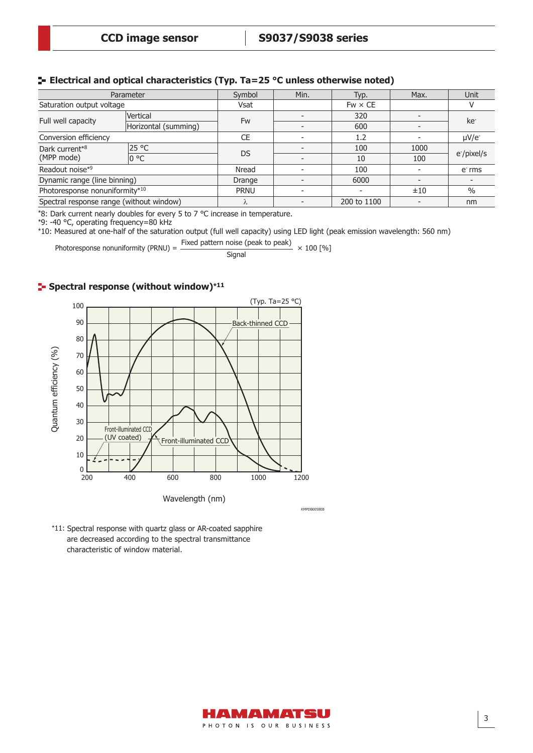## Electrical and optical characteristics (Typ. Ta=25 °C unless otherwise noted)

| Parameter | | Symbol | Min. | Typ. | Max. | Unit |
|---|---|---|---|---|---|---|
| Saturation output voltage | | Vsat | | Fw × CE | | V |
| Full well capacity | Vertical | Fw | - | 320 | - | ke⁻ |
| | Horizontal (summing) | | - | 600 | - | |
| Conversion efficiency | | CE | - | 1.2 | - | μV/e⁻ |
| Dark current*8 (MPP mode) | 25 °C | DS | - | 100 | 1000 | e⁻/pixel/s |
| | 0 °C | | - | 10 | 100 | |
| Readout noise*9 | | Nread | - | 100 | - | e⁻ rms |
| Dynamic range (line binning) | | Drange | - | 6000 | - | - |
| Photoresponse nonuniformity*10 | | PRNU | - | - | ±10 | % |
| Spectral response range (without window) | | λ | - | 200 to 1100 | - | nm |

*8: Dark current nearly doubles for every 5 to 7 °C increase in temperature.
*9: -40 °C, operating frequency=80 kHz
*10: Measured at one-half of the saturation output (full well capacity) using LED light (peak emission wavelength: 560 nm)

$$\text{Photoresponse nonuniformity (PRNU)} = \frac{\text{Fixed pattern noise (peak to peak)}}{\text{Signal}} \times 100\ [\%]$$

## Spectral response (without window)*11

(Typ. Ta=25 °C)

Quantum efficiency (%) vs. Wavelength (nm): Back-thinned CCD, Front-illuminated CCD (UV coated), Front-illuminated CCD

KMPDB0058EB

*11: Spectral response with quartz glass or AR-coated sapphire are decreased according to the spectral transmittance characteristic of window material.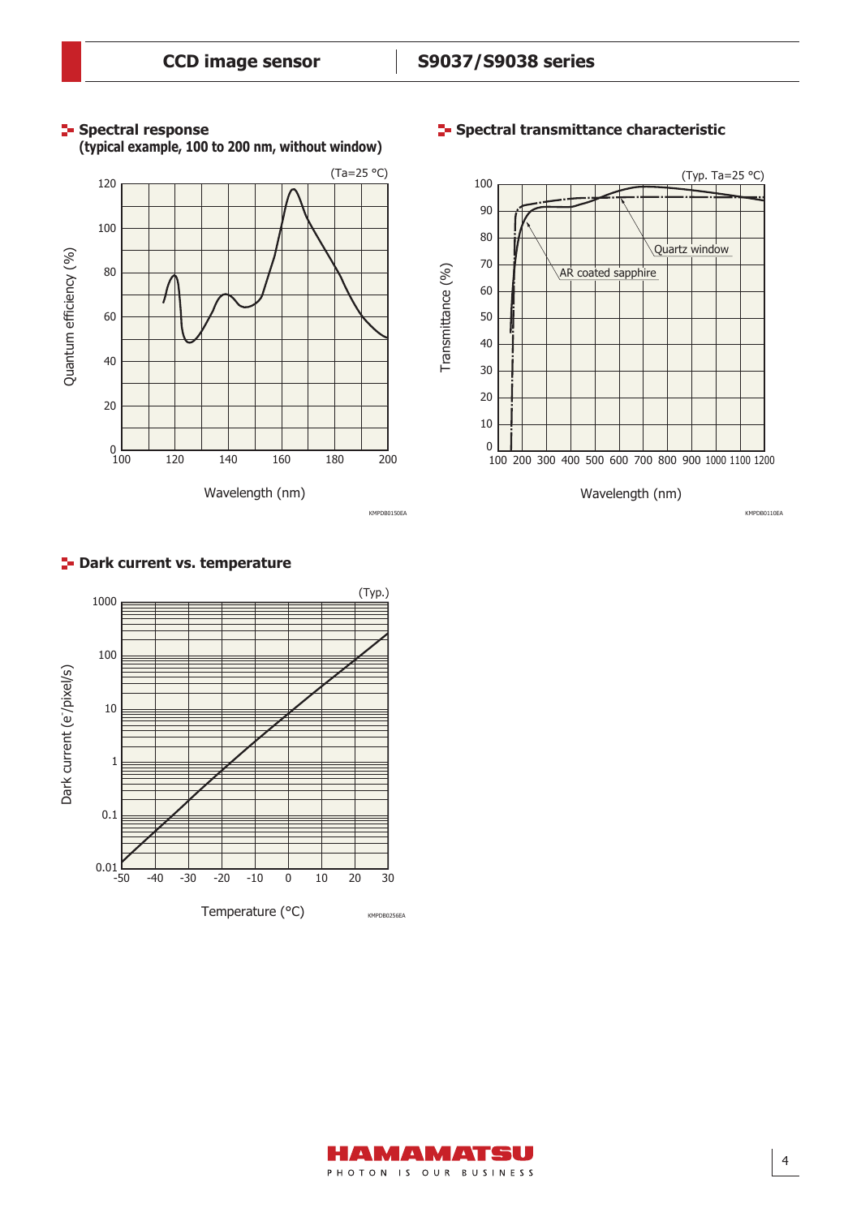## Spectral response

**(typical example, 100 to 200 nm, without window)**

(Ta=25 °C)

Quantum efficiency (%)

Wavelength (nm)

KMPDB0150EA

## Spectral transmittance characteristic

(Typ. Ta=25 °C)

Quartz window

AR coated sapphire

Transmittance (%)

Wavelength (nm)

KMPDB0110EA

## Dark current vs. temperature

(Typ.)

Dark current ($e^{-}$/pixel/s)

Temperature (°C)

KMPDB0256EA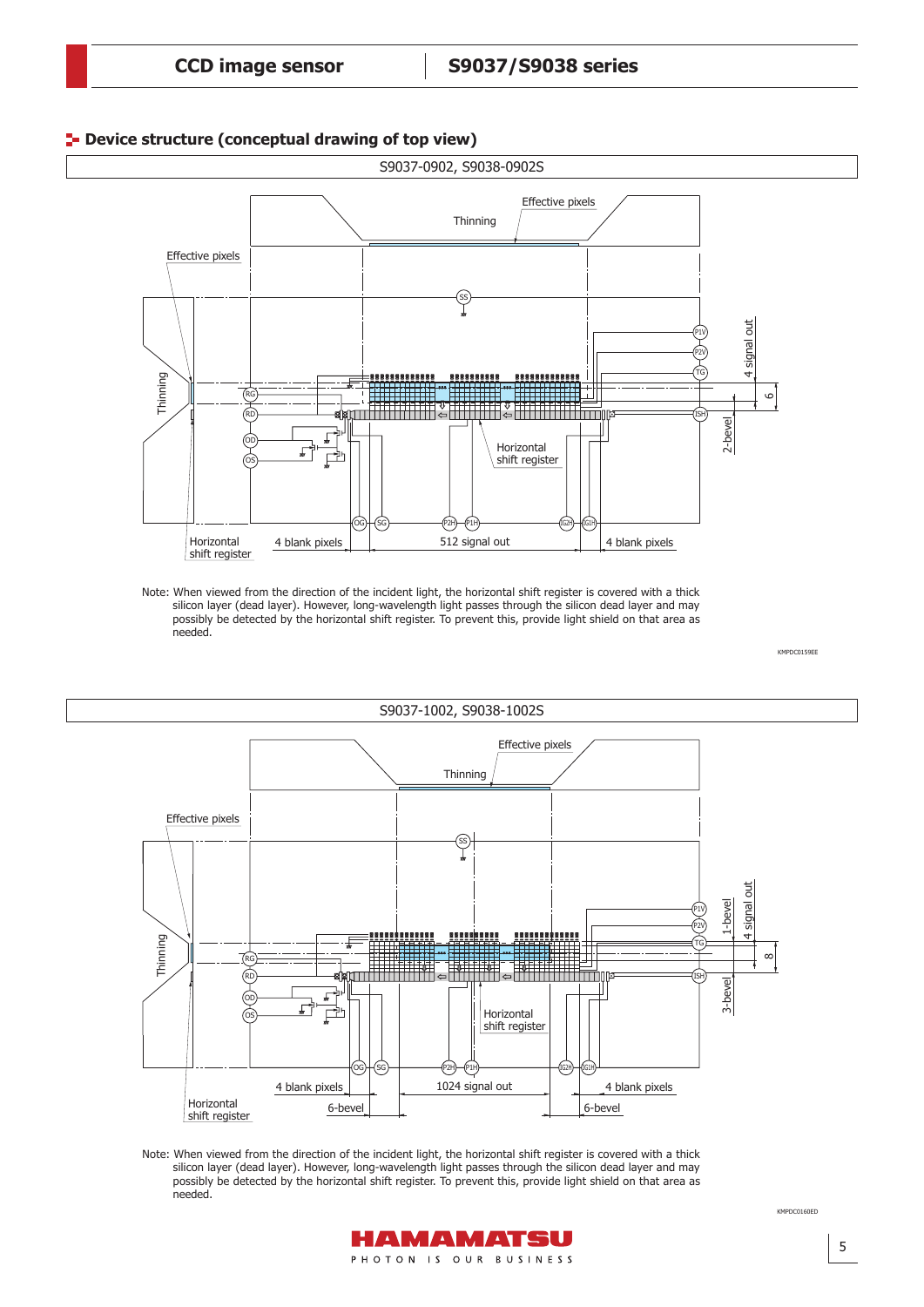## Device structure (conceptual drawing of top view)

S9037-0902, S9038-0902S

Effective pixels

Thinning

Effective pixels

Thinning

SS

P1V

P2V

TG

ISH

RG

RD

OD

OS

4 signal out

6

2-bevel

Horizontal shift register

OG SG P2H P1H IG2H IG1H

Horizontal shift register

4 blank pixels

512 signal out

4 blank pixels

Note: When viewed from the direction of the incident light, the horizontal shift register is covered with a thick silicon layer (dead layer). However, long-wavelength light passes through the silicon dead layer and may possibly be detected by the horizontal shift register. To prevent this, provide light shield on that area as needed.

KMPDC0159EE

S9037-1002, S9038-1002S

Effective pixels

Thinning

Effective pixels

Thinning

SS

P1V

P2V

TG

ISH

RG

RD

OD

OS

1-bevel

4 signal out

8

3-bevel

Horizontal shift register

OG SG P2H P1H IG2H IG1H

Horizontal shift register

4 blank pixels

6-bevel

1024 signal out

4 blank pixels

6-bevel

Note: When viewed from the direction of the incident light, the horizontal shift register is covered with a thick silicon layer (dead layer). However, long-wavelength light passes through the silicon dead layer and may possibly be detected by the horizontal shift register. To prevent this, provide light shield on that area as needed.

KMPDC0160ED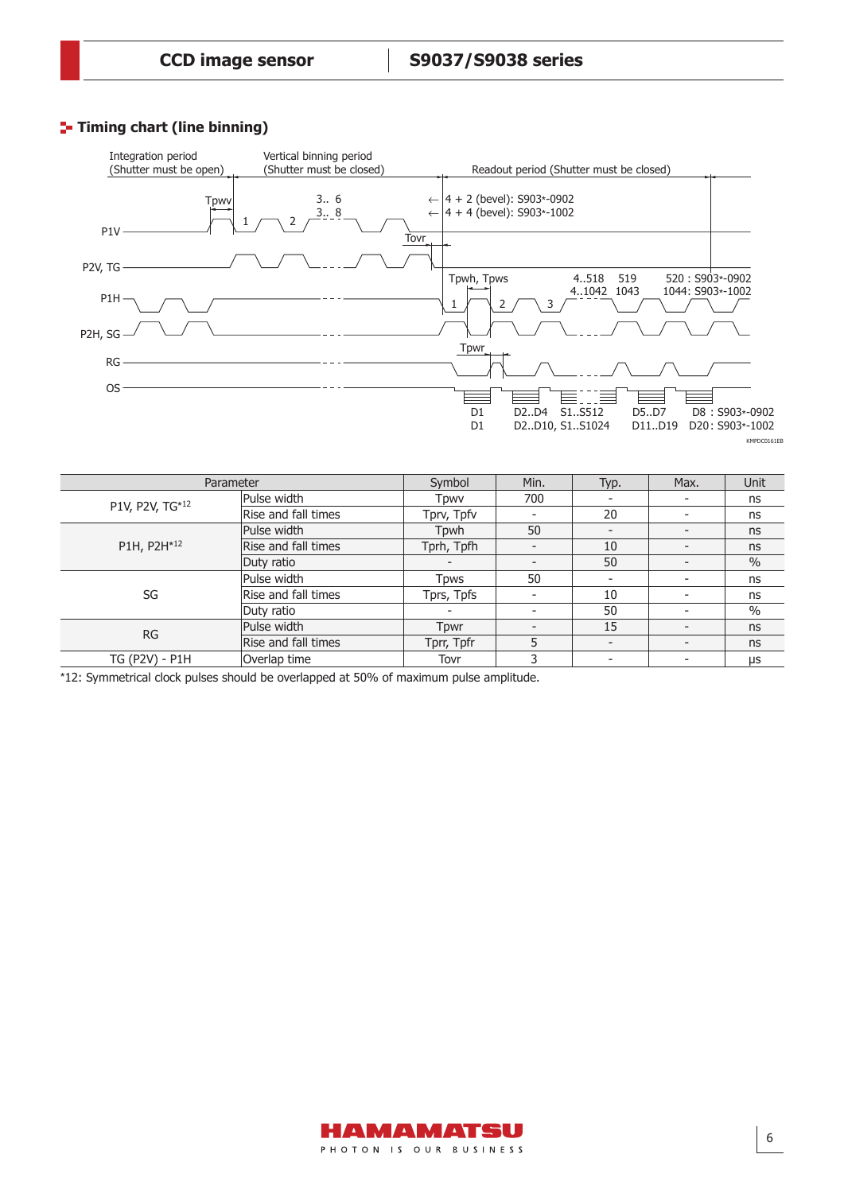## Timing chart (line binning)

Integration period (Shutter must be open)

Vertical binning period (Shutter must be closed)

Readout period (Shutter must be closed)

Tpwv

3.. 6
3.. 8

← 4 + 2 (bevel): S903*-0902
← 4 + 4 (bevel): S903*-1002

P1V
1 2
Tovr

P2V, TG

Tpwh, Tpws
4..518 519
4..1042 1043
520 : S903*-0902
1044: S903*-1002

P1H
1 2 3

P2H, SG

Tpwr

RG

OS

D1 D2..D4 S1..S512 D5..D7 D8 : S903*-0902
D1 D2..D10, S1..S1024 D11..D19 D20: S903*-1002

KMPDC0161EB

| Parameter | | Symbol | Min. | Typ. | Max. | Unit |
|---|---|---|---|---|---|---|
| P1V, P2V, TG*12 | Pulse width | Tpwv | 700 | - | - | ns |
| | Rise and fall times | Tprv, Tpfv | - | 20 | - | ns |
| P1H, P2H*12 | Pulse width | Tpwh | 50 | - | - | ns |
| | Rise and fall times | Tprh, Tpfh | - | 10 | - | ns |
| | Duty ratio | - | - | 50 | - | % |
| SG | Pulse width | Tpws | 50 | - | - | ns |
| | Rise and fall times | Tprs, Tpfs | - | 10 | - | ns |
| | Duty ratio | - | - | 50 | - | % |
| RG | Pulse width | Tpwr | - | 15 | - | ns |
| | Rise and fall times | Tprr, Tpfr | 5 | - | - | ns |
| TG (P2V) - P1H | Overlap time | Tovr | 3 | - | - | μs |

*12: Symmetrical clock pulses should be overlapped at 50% of maximum pulse amplitude.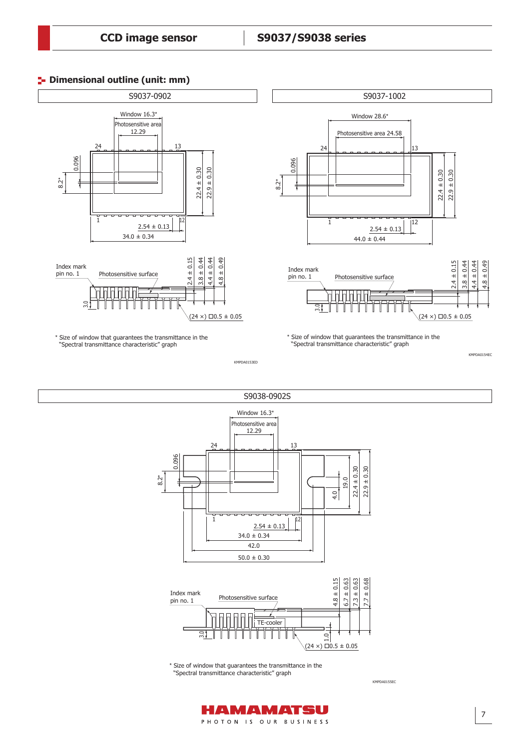## Dimensional outline (unit: mm)

### S9037-0902

Window 16.3*

Photosensitive area 12.29

24 13

0.096

8.2*

22.4 ± 0.30

22.9 ± 0.30

1 12

2.54 ± 0.13

34.0 ± 0.34

Index mark pin no. 1

Photosensitive surface

2.4 ± 0.15

3.8 ± 0.44

4.4 ± 0.44

4.8 ± 0.49

3.0

(24 ×) □0.5 ± 0.05

* Size of window that guarantees the transmittance in the "Spectral transmittance characteristic" graph

KMPDA0153ED

### S9037-1002

Window 28.6*

Photosensitive area 24.58

24 13

0.096

8.2*

22.4 ± 0.30

22.9 ± 0.30

1 12

2.54 ± 0.13

44.0 ± 0.44

Index mark pin no. 1

Photosensitive surface

2.4 ± 0.15

3.8 ± 0.44

4.4 ± 0.44

4.8 ± 0.49

3.0

(24 ×) □0.5 ± 0.05

* Size of window that guarantees the transmittance in the "Spectral transmittance characteristic" graph

KMPDA0154EC

### S9038-0902S

Window 16.3*

Photosensitive area 12.29

24 13

0.096

8.2*

4.0

19.0

22.4 ± 0.30

22.9 ± 0.30

1 12

2.54 ± 0.13

34.0 ± 0.34

42.0

50.0 ± 0.30

Index mark pin no. 1

Photosensitive surface

TE-cooler

4.8 ± 0.15

6.7 ± 0.63

7.3 ± 0.63

7.7 ± 0.68

3.0

1.0

(24 ×) □0.5 ± 0.05

* Size of window that guarantees the transmittance in the "Spectral transmittance characteristic" graph

KMPDA0155EC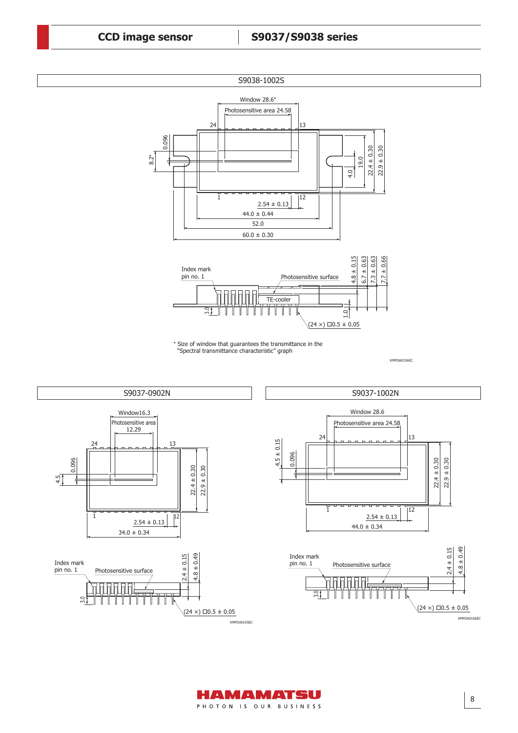## S9038-1002S

Window 28.6*

Photosensitive area 24.58

24 13

0.096

8.2*

4.0

19.0

22.4 ± 0.30

22.9 ± 0.30

1 12

2.54 ± 0.13

44.0 ± 0.44

52.0

60.0 ± 0.30

Index mark pin no. 1

Photosensitive surface

TE-cooler

4.8 ± 0.15

6.7 ± 0.63

7.3 ± 0.63

7.7 ± 0.66

3.0

1.0

(24 ×) □0.5 ± 0.05

\* Size of window that guarantees the transmittance in the "Spectral transmittance characteristic" graph

KMPDA0156EC

## S9037-0902N

Window16.3

Photosensitive area 12.29

24 13

0.096

4.5

22.4 ± 0.30

22.9 ± 0.30

1 12

2.54 ± 0.13

34.0 ± 0.34

Index mark pin no. 1

Photosensitive surface

2.4 ± 0.15

4.8 ± 0.49

3.0

(24 ×) □0.5 ± 0.05

KMPDA0165EC

## S9037-1002N

Window 28.6

Photosensitive area 24.58

24 13

4.5 ± 0.15

0.096

22.4 ± 0.30

22.9 ± 0.30

1 12

2.54 ± 0.13

44.0 ± 0.34

Index mark pin no. 1

Photosensitive surface

2.4 ± 0.15

4.8 ± 0.49

3.0

(24 ×) □0.5 ± 0.05

KMPDA0166EC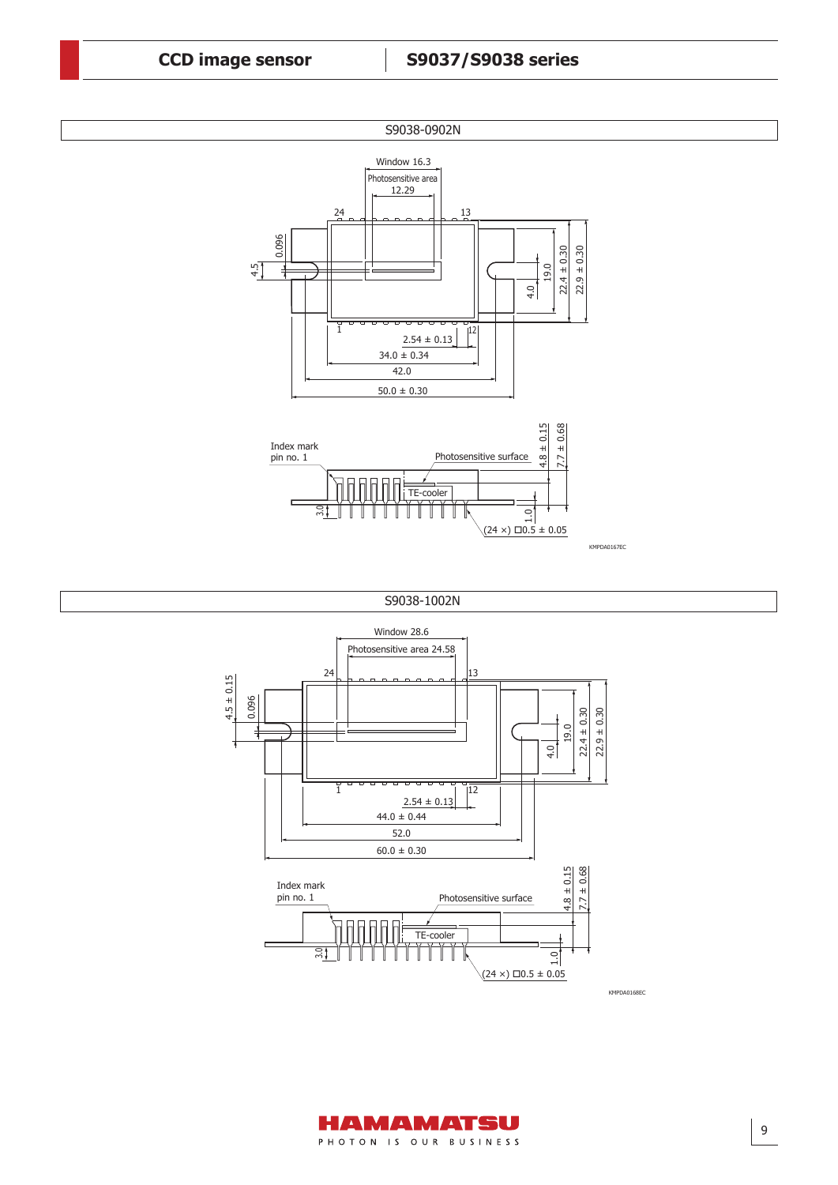## S9038-0902N

Window 16.3

Photosensitive area 12.29

24 13

0.096

4.5

4.0 19.0 22.4 ± 0.30 22.9 ± 0.30

1 12

2.54 ± 0.13

34.0 ± 0.34

42.0

50.0 ± 0.30

Index mark pin no. 1

Photosensitive surface

TE-cooler

4.8 ± 0.15 7.7 ± 0.68

3.0

1.0

(24 ×) □0.5 ± 0.05

KMPDA0167EC

## S9038-1002N

Window 28.6

Photosensitive area 24.58

24 13

4.5 ± 0.15 0.096

4.0 19.0 22.4 ± 0.30 22.9 ± 0.30

1 12

2.54 ± 0.13

44.0 ± 0.44

52.0

60.0 ± 0.30

Index mark pin no. 1

Photosensitive surface

TE-cooler

4.8 ± 0.15 7.7 ± 0.68

3.0

1.0

(24 ×) □0.5 ± 0.05

KMPDA0168EC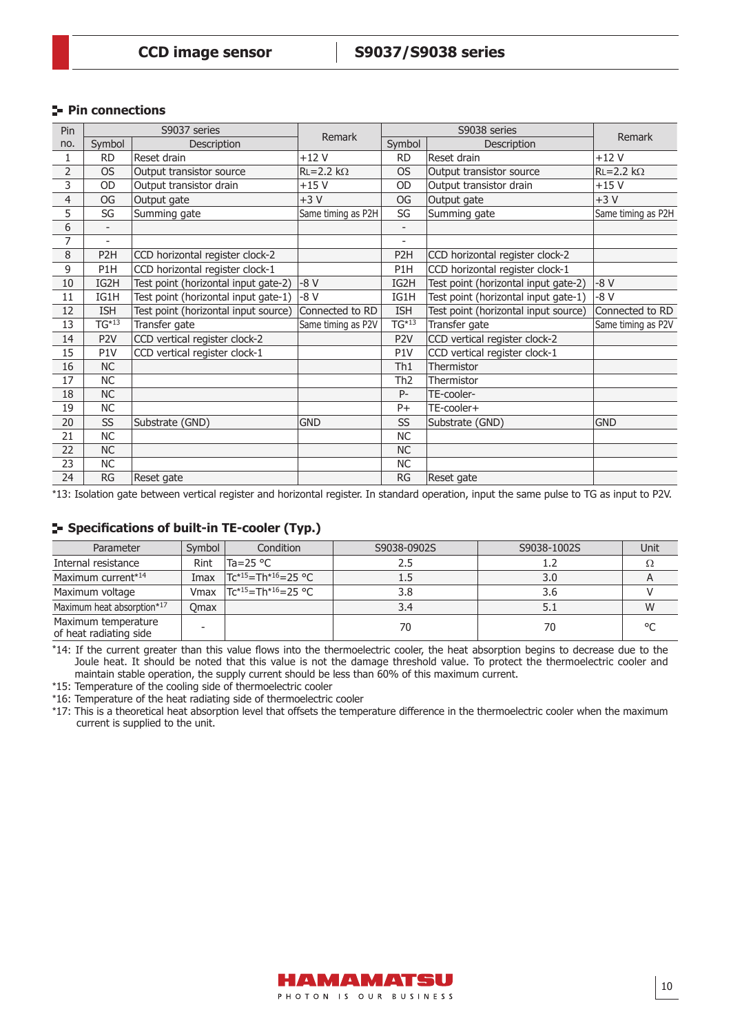## Pin connections

| Pin no. | S9037 series | | Remark | S9038 series | | Remark |
|---|---|---|---|---|---|---|
| | Symbol | Description | | Symbol | Description | |
| 1 | RD | Reset drain | +12 V | RD | Reset drain | +12 V |
| 2 | OS | Output transistor source | $R_L$=2.2 kΩ | OS | Output transistor source | $R_L$=2.2 kΩ |
| 3 | OD | Output transistor drain | +15 V | OD | Output transistor drain | +15 V |
| 4 | OG | Output gate | +3 V | OG | Output gate | +3 V |
| 5 | SG | Summing gate | Same timing as P2H | SG | Summing gate | Same timing as P2H |
| 6 | - | | | - | | |
| 7 | - | | | - | | |
| 8 | P2H | CCD horizontal register clock-2 | | P2H | CCD horizontal register clock-2 | |
| 9 | P1H | CCD horizontal register clock-1 | | P1H | CCD horizontal register clock-1 | |
| 10 | IG2H | Test point (horizontal input gate-2) | -8 V | IG2H | Test point (horizontal input gate-2) | -8 V |
| 11 | IG1H | Test point (horizontal input gate-1) | -8 V | IG1H | Test point (horizontal input gate-1) | -8 V |
| 12 | ISH | Test point (horizontal input source) | Connected to RD | ISH | Test point (horizontal input source) | Connected to RD |
| 13 | TG*13 | Transfer gate | Same timing as P2V | TG*13 | Transfer gate | Same timing as P2V |
| 14 | P2V | CCD vertical register clock-2 | | P2V | CCD vertical register clock-2 | |
| 15 | P1V | CCD vertical register clock-1 | | P1V | CCD vertical register clock-1 | |
| 16 | NC | | | Th1 | Thermistor | |
| 17 | NC | | | Th2 | Thermistor | |
| 18 | NC | | | P- | TE-cooler- | |
| 19 | NC | | | P+ | TE-cooler+ | |
| 20 | SS | Substrate (GND) | GND | SS | Substrate (GND) | GND |
| 21 | NC | | | NC | | |
| 22 | NC | | | NC | | |
| 23 | NC | | | NC | | |
| 24 | RG | Reset gate | | RG | Reset gate | |

*13: Isolation gate between vertical register and horizontal register. In standard operation, input the same pulse to TG as input to P2V.

## Specifications of built-in TE-cooler (Typ.)

| Parameter | Symbol | Condition | S9038-0902S | S9038-1002S | Unit |
|---|---|---|---|---|---|
| Internal resistance | Rint | Ta=25 °C | 2.5 | 1.2 | Ω |
| Maximum current*14 | Imax | Tc*15=Th*16=25 °C | 1.5 | 3.0 | A |
| Maximum voltage | Vmax | Tc*15=Th*16=25 °C | 3.8 | 3.6 | V |
| Maximum heat absorption*17 | Qmax | | 3.4 | 5.1 | W |
| Maximum temperature of heat radiating side | - | | 70 | 70 | °C |

*14: If the current greater than this value flows into the thermoelectric cooler, the heat absorption begins to decrease due to the Joule heat. It should be noted that this value is not the damage threshold value. To protect the thermoelectric cooler and maintain stable operation, the supply current should be less than 60% of this maximum current.

*15: Temperature of the cooling side of thermoelectric cooler

*16: Temperature of the heat radiating side of thermoelectric cooler

*17: This is a theoretical heat absorption level that offsets the temperature difference in the thermoelectric cooler when the maximum current is supplied to the unit.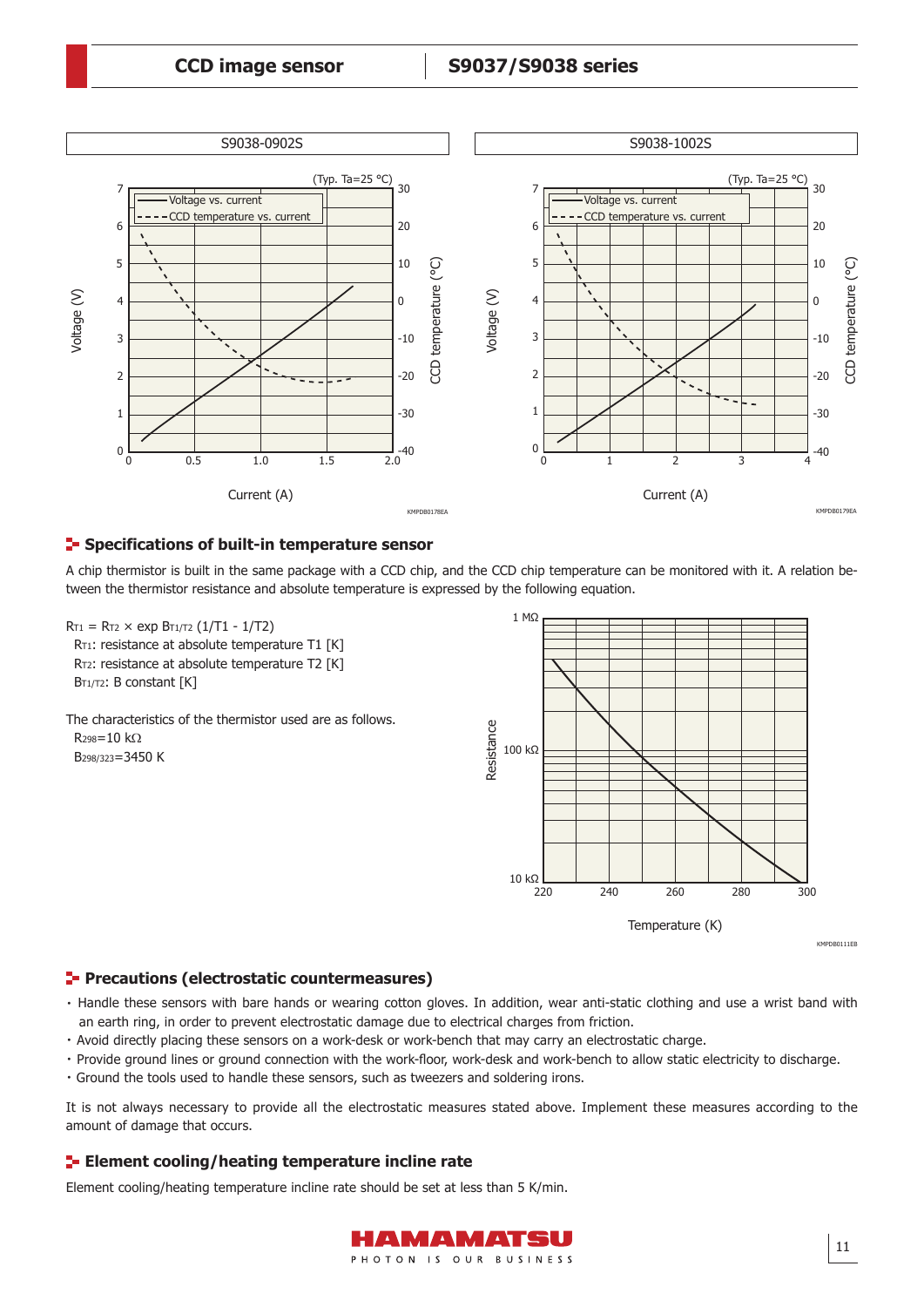S9038-0902S

S9038-1002S

## Specifications of built-in temperature sensor

A chip thermistor is built in the same package with a CCD chip, and the CCD chip temperature can be monitored with it. A relation between the thermistor resistance and absolute temperature is expressed by the following equation.

$R_{T1} = R_{T2} \times \exp B_{T1/T2} (1/T1 - 1/T2)$

$R_{T1}$: resistance at absolute temperature T1 [K]

$R_{T2}$: resistance at absolute temperature T2 [K]

$B_{T1/T2}$: B constant [K]

The characteristics of the thermistor used are as follows.

$R_{298}$=10 kΩ

$B_{298/323}$=3450 K

## Precautions (electrostatic countermeasures)

- Handle these sensors with bare hands or wearing cotton gloves. In addition, wear anti-static clothing and use a wrist band with an earth ring, in order to prevent electrostatic damage due to electrical charges from friction.
- Avoid directly placing these sensors on a work-desk or work-bench that may carry an electrostatic charge.
- Provide ground lines or ground connection with the work-floor, work-desk and work-bench to allow static electricity to discharge.
- Ground the tools used to handle these sensors, such as tweezers and soldering irons.

It is not always necessary to provide all the electrostatic measures stated above. Implement these measures according to the amount of damage that occurs.

## Element cooling/heating temperature incline rate

Element cooling/heating temperature incline rate should be set at less than 5 K/min.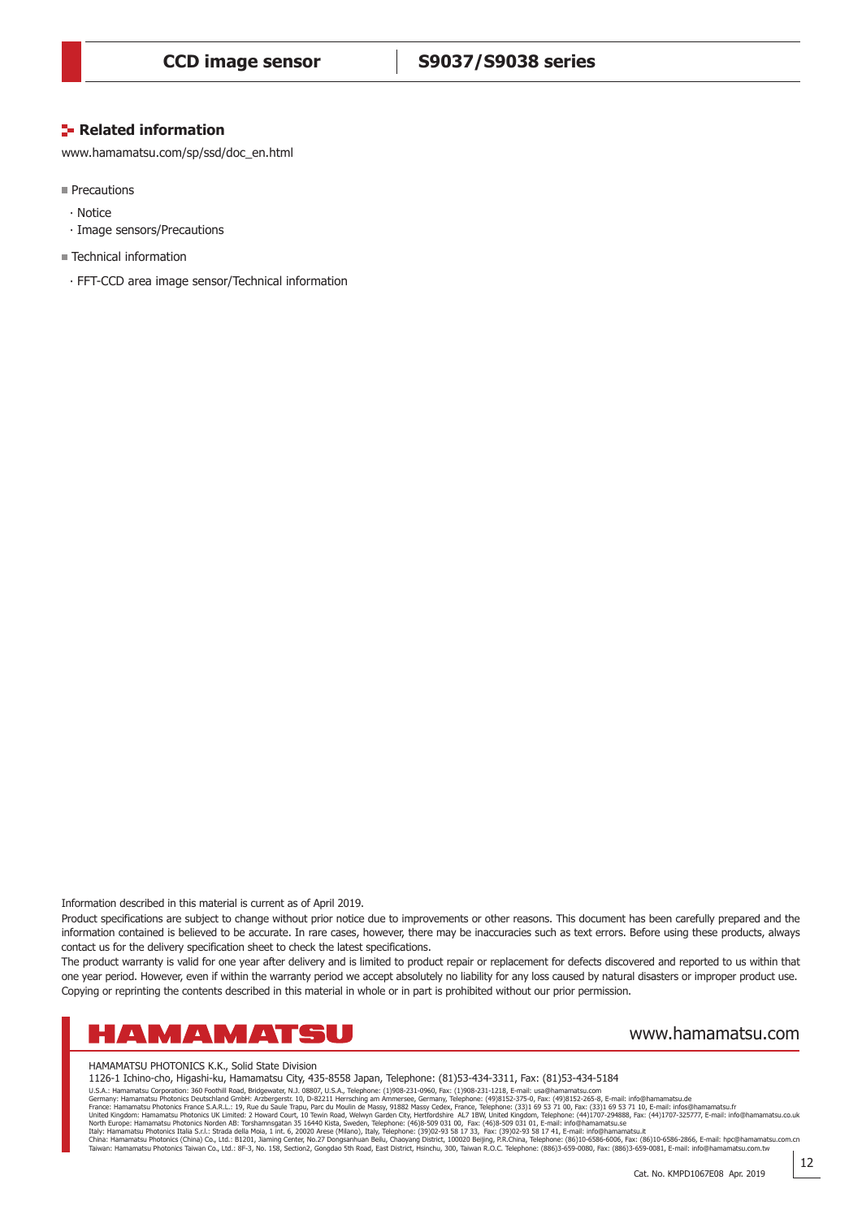## Related information

www.hamamatsu.com/sp/ssd/doc_en.html

- Precautions
  - · Notice
  - · Image sensors/Precautions
- Technical information
  - · FFT-CCD area image sensor/Technical information

Information described in this material is current as of April 2019.

Product specifications are subject to change without prior notice due to improvements or other reasons. This document has been carefully prepared and the information contained is believed to be accurate. In rare cases, however, there may be inaccuracies such as text errors. Before using these products, always contact us for the delivery specification sheet to check the latest specifications.

The product warranty is valid for one year after delivery and is limited to product repair or replacement for defects discovered and reported to us within that one year period. However, even if within the warranty period we accept absolutely no liability for any loss caused by natural disasters or improper product use.

Copying or reprinting the contents described in this material in whole or in part is prohibited without our prior permission.

**HAMAMATSU**

www.hamamatsu.com

HAMAMATSU PHOTONICS K.K., Solid State Division

1126-1 Ichino-cho, Higashi-ku, Hamamatsu City, 435-8558 Japan, Telephone: (81)53-434-3311, Fax: (81)53-434-5184

U.S.A.: Hamamatsu Corporation: 360 Foothill Road, Bridgewater, N.J. 08807, U.S.A., Telephone: (1)908-231-0960, Fax: (1)908-231-1218, E-mail: usa@hamamatsu.com
Germany: Hamamatsu Photonics Deutschland GmbH: Arzbergerstr. 10, D-82211 Herrsching am Ammersee, Germany, Telephone: (49)8152-375-0, Fax: (49)8152-265-8, E-mail: info@hamamatsu.de
France: Hamamatsu Photonics France S.A.R.L.: 19, Rue du Saule Trapu, Parc du Moulin de Massy, 91882 Massy Cedex, France, Telephone: (33)1 69 53 71 00, Fax: (33)1 69 53 71 10, E-mail: infos@hamamatsu.fr
United Kingdom: Hamamatsu Photonics UK Limited: 2 Howard Court, 10 Tewin Road, Welwyn Garden City, Hertfordshire AL7 1BW, United Kingdom, Telephone: (44)1707-294888, Fax: (44)1707-325777, E-mail: info@hamamatsu.co.uk
North Europe: Hamamatsu Photonics Norden AB: Torshamnsgatan 35 16440 Kista, Sweden, Telephone: (46)8-509 031 00, Fax: (46)8-509 031 01, E-mail: info@hamamatsu.se
Italy: Hamamatsu Photonics Italia S.r.l.: Strada della Moia, 1 int. 6, 20020 Arese (Milano), Italy, Telephone: (39)02-93 58 17 33, Fax: (39)02-93 58 17 41, E-mail: info@hamamatsu.it
China: Hamamatsu Photonics (China) Co., Ltd.: B1201, Jiaming Center, No.27 Dongsanhuan Beilu, Chaoyang District, 100020 Beijing, P.R.China, Telephone: (86)10-6586-6006, Fax: (86)10-6586-2866, E-mail: hpc@hamamatsu.com.cn
Taiwan: Hamamatsu Photonics Taiwan Co., Ltd.: 8F-3, No. 158, Section2, Gongdao 5th Road, East District, Hsinchu, 300, Taiwan R.O.C. Telephone: (886)3-659-0080, Fax: (886)3-659-0081, E-mail: info@hamamatsu.com.tw

Cat. No. KMPD1067E08 Apr. 2019